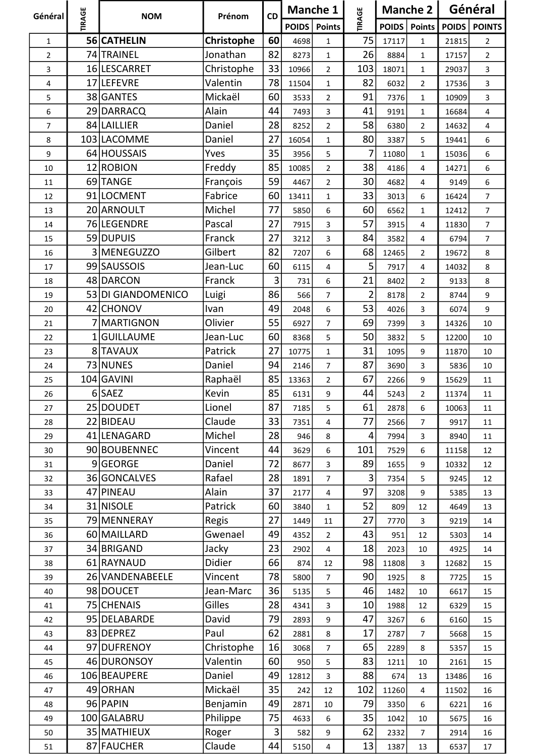| Général | TIRAGE | NOM | Prénom | CD | Manche 1 | | TIRAGE | Manche 2 | | Général | |
|---|---|---|---|---|---|---|---|---|---|---|---|
| | | | | | POIDS | Points | | POIDS | Points | POIDS | POINTS |
| 1 | 56 | **CATHELIN** | **Christophe** | **60** | 4698 | 1 | 75 | 17117 | 1 | 21815 | 2 |
| 2 | 74 | TRAINEL | Jonathan | 82 | 8273 | 1 | 26 | 8884 | 1 | 17157 | 2 |
| 3 | 16 | LESCARRET | Christophe | 33 | 10966 | 2 | 103 | 18071 | 1 | 29037 | 3 |
| 4 | 17 | LEFEVRE | Valentin | 78 | 11504 | 1 | 82 | 6032 | 2 | 17536 | 3 |
| 5 | 38 | GANTES | Mickaël | 60 | 3533 | 2 | 91 | 7376 | 1 | 10909 | 3 |
| 6 | 29 | DARRACQ | Alain | 44 | 7493 | 3 | 41 | 9191 | 1 | 16684 | 4 |
| 7 | 84 | LAILLIER | Daniel | 28 | 8252 | 2 | 58 | 6380 | 2 | 14632 | 4 |
| 8 | 103 | LACOMME | Daniel | 27 | 16054 | 1 | 80 | 3387 | 5 | 19441 | 6 |
| 9 | 64 | HOUSSAIS | Yves | 35 | 3956 | 5 | 7 | 11080 | 1 | 15036 | 6 |
| 10 | 12 | ROBION | Freddy | 85 | 10085 | 2 | 38 | 4186 | 4 | 14271 | 6 |
| 11 | 69 | TANGE | François | 59 | 4467 | 2 | 30 | 4682 | 4 | 9149 | 6 |
| 12 | 91 | LOCMENT | Fabrice | 60 | 13411 | 1 | 33 | 3013 | 6 | 16424 | 7 |
| 13 | 20 | ARNOULT | Michel | 77 | 5850 | 6 | 60 | 6562 | 1 | 12412 | 7 |
| 14 | 76 | LEGENDRE | Pascal | 27 | 7915 | 3 | 57 | 3915 | 4 | 11830 | 7 |
| 15 | 59 | DUPUIS | Franck | 27 | 3212 | 3 | 84 | 3582 | 4 | 6794 | 7 |
| 16 | 3 | MENEGUZZO | Gilbert | 82 | 7207 | 6 | 68 | 12465 | 2 | 19672 | 8 |
| 17 | 99 | SAUSSOIS | Jean-Luc | 60 | 6115 | 4 | 5 | 7917 | 4 | 14032 | 8 |
| 18 | 48 | DARCON | Franck | 3 | 731 | 6 | 21 | 8402 | 2 | 9133 | 8 |
| 19 | 53 | DI GIANDOMENICO | Luigi | 86 | 566 | 7 | 2 | 8178 | 2 | 8744 | 9 |
| 20 | 42 | CHONOV | Ivan | 49 | 2048 | 6 | 53 | 4026 | 3 | 6074 | 9 |
| 21 | 7 | MARTIGNON | Olivier | 55 | 6927 | 7 | 69 | 7399 | 3 | 14326 | 10 |
| 22 | 1 | GUILLAUME | Jean-Luc | 60 | 8368 | 5 | 50 | 3832 | 5 | 12200 | 10 |
| 23 | 8 | TAVAUX | Patrick | 27 | 10775 | 1 | 31 | 1095 | 9 | 11870 | 10 |
| 24 | 73 | NUNES | Daniel | 94 | 2146 | 7 | 87 | 3690 | 3 | 5836 | 10 |
| 25 | 104 | GAVINI | Raphaël | 85 | 13363 | 2 | 67 | 2266 | 9 | 15629 | 11 |
| 26 | 6 | SAEZ | Kevin | 85 | 6131 | 9 | 44 | 5243 | 2 | 11374 | 11 |
| 27 | 25 | DOUDET | Lionel | 87 | 7185 | 5 | 61 | 2878 | 6 | 10063 | 11 |
| 28 | 22 | BIDEAU | Claude | 33 | 7351 | 4 | 77 | 2566 | 7 | 9917 | 11 |
| 29 | 41 | LENAGARD | Michel | 28 | 946 | 8 | 4 | 7994 | 3 | 8940 | 11 |
| 30 | 90 | BOUBENNEC | Vincent | 44 | 3629 | 6 | 101 | 7529 | 6 | 11158 | 12 |
| 31 | 9 | GEORGE | Daniel | 72 | 8677 | 3 | 89 | 1655 | 9 | 10332 | 12 |
| 32 | 36 | GONCALVES | Rafael | 28 | 1891 | 7 | 3 | 7354 | 5 | 9245 | 12 |
| 33 | 47 | PINEAU | Alain | 37 | 2177 | 4 | 97 | 3208 | 9 | 5385 | 13 |
| 34 | 31 | NISOLE | Patrick | 60 | 3840 | 1 | 52 | 809 | 12 | 4649 | 13 |
| 35 | 79 | MENNERAY | Regis | 27 | 1449 | 11 | 27 | 7770 | 3 | 9219 | 14 |
| 36 | 60 | MAILLARD | Gwenael | 49 | 4352 | 2 | 43 | 951 | 12 | 5303 | 14 |
| 37 | 34 | BRIGAND | Jacky | 23 | 2902 | 4 | 18 | 2023 | 10 | 4925 | 14 |
| 38 | 61 | RAYNAUD | Didier | 66 | 874 | 12 | 98 | 11808 | 3 | 12682 | 15 |
| 39 | 26 | VANDENABEELE | Vincent | 78 | 5800 | 7 | 90 | 1925 | 8 | 7725 | 15 |
| 40 | 98 | DOUCET | Jean-Marc | 36 | 5135 | 5 | 46 | 1482 | 10 | 6617 | 15 |
| 41 | 75 | CHENAIS | Gilles | 28 | 4341 | 3 | 10 | 1988 | 12 | 6329 | 15 |
| 42 | 95 | DELABARDE | David | 79 | 2893 | 9 | 47 | 3267 | 6 | 6160 | 15 |
| 43 | 83 | DEPREZ | Paul | 62 | 2881 | 8 | 17 | 2787 | 7 | 5668 | 15 |
| 44 | 97 | DUFRENOY | Christophe | 16 | 3068 | 7 | 65 | 2289 | 8 | 5357 | 15 |
| 45 | 46 | DURONSOY | Valentin | 60 | 950 | 5 | 83 | 1211 | 10 | 2161 | 15 |
| 46 | 106 | BEAUPERE | Daniel | 49 | 12812 | 3 | 88 | 674 | 13 | 13486 | 16 |
| 47 | 49 | ORHAN | Mickaël | 35 | 242 | 12 | 102 | 11260 | 4 | 11502 | 16 |
| 48 | 96 | PAPIN | Benjamin | 49 | 2871 | 10 | 79 | 3350 | 6 | 6221 | 16 |
| 49 | 100 | GALABRU | Philippe | 75 | 4633 | 6 | 35 | 1042 | 10 | 5675 | 16 |
| 50 | 35 | MATHIEUX | Roger | 3 | 582 | 9 | 62 | 2332 | 7 | 2914 | 16 |
| 51 | 87 | FAUCHER | Claude | 44 | 5150 | 4 | 13 | 1387 | 13 | 6537 | 17 |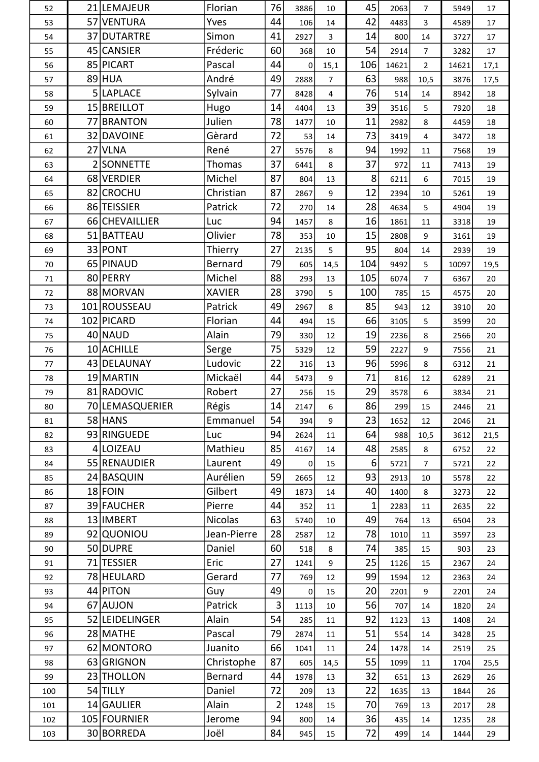| | | | | | | | | | | | | |
|---|---|---|---|---|---|---|---|---|---|---|---|---|
| 52 | 21 | LEMAJEUR | Florian | 76 | 3886 | 10 | 45 | 2063 | 7 | 5949 | 17 |
| 53 | 57 | VENTURA | Yves | 44 | 106 | 14 | 42 | 4483 | 3 | 4589 | 17 |
| 54 | 37 | DUTARTRE | Simon | 41 | 2927 | 3 | 14 | 800 | 14 | 3727 | 17 |
| 55 | 45 | CANSIER | Fréderic | 60 | 368 | 10 | 54 | 2914 | 7 | 3282 | 17 |
| 56 | 85 | PICART | Pascal | 44 | 0 | 15,1 | 106 | 14621 | 2 | 14621 | 17,1 |
| 57 | 89 | HUA | André | 49 | 2888 | 7 | 63 | 988 | 10,5 | 3876 | 17,5 |
| 58 | 5 | LAPLACE | Sylvain | 77 | 8428 | 4 | 76 | 514 | 14 | 8942 | 18 |
| 59 | 15 | BREILLOT | Hugo | 14 | 4404 | 13 | 39 | 3516 | 5 | 7920 | 18 |
| 60 | 77 | BRANTON | Julien | 78 | 1477 | 10 | 11 | 2982 | 8 | 4459 | 18 |
| 61 | 32 | DAVOINE | Gèrard | 72 | 53 | 14 | 73 | 3419 | 4 | 3472 | 18 |
| 62 | 27 | VLNA | René | 27 | 5576 | 8 | 94 | 1992 | 11 | 7568 | 19 |
| 63 | 2 | SONNETTE | Thomas | 37 | 6441 | 8 | 37 | 972 | 11 | 7413 | 19 |
| 64 | 68 | VERDIER | Michel | 87 | 804 | 13 | 8 | 6211 | 6 | 7015 | 19 |
| 65 | 82 | CROCHU | Christian | 87 | 2867 | 9 | 12 | 2394 | 10 | 5261 | 19 |
| 66 | 86 | TEISSIER | Patrick | 72 | 270 | 14 | 28 | 4634 | 5 | 4904 | 19 |
| 67 | 66 | CHEVAILLIER | Luc | 94 | 1457 | 8 | 16 | 1861 | 11 | 3318 | 19 |
| 68 | 51 | BATTEAU | Olivier | 78 | 353 | 10 | 15 | 2808 | 9 | 3161 | 19 |
| 69 | 33 | PONT | Thierry | 27 | 2135 | 5 | 95 | 804 | 14 | 2939 | 19 |
| 70 | 65 | PINAUD | Bernard | 79 | 605 | 14,5 | 104 | 9492 | 5 | 10097 | 19,5 |
| 71 | 80 | PERRY | Michel | 88 | 293 | 13 | 105 | 6074 | 7 | 6367 | 20 |
| 72 | 88 | MORVAN | XAVIER | 28 | 3790 | 5 | 100 | 785 | 15 | 4575 | 20 |
| 73 | 101 | ROUSSEAU | Patrick | 49 | 2967 | 8 | 85 | 943 | 12 | 3910 | 20 |
| 74 | 102 | PICARD | Florian | 44 | 494 | 15 | 66 | 3105 | 5 | 3599 | 20 |
| 75 | 40 | NAUD | Alain | 79 | 330 | 12 | 19 | 2236 | 8 | 2566 | 20 |
| 76 | 10 | ACHILLE | Serge | 75 | 5329 | 12 | 59 | 2227 | 9 | 7556 | 21 |
| 77 | 43 | DELAUNAY | Ludovic | 22 | 316 | 13 | 96 | 5996 | 8 | 6312 | 21 |
| 78 | 19 | MARTIN | Mickaël | 44 | 5473 | 9 | 71 | 816 | 12 | 6289 | 21 |
| 79 | 81 | RADOVIC | Robert | 27 | 256 | 15 | 29 | 3578 | 6 | 3834 | 21 |
| 80 | 70 | LEMASQUERIER | Régis | 14 | 2147 | 6 | 86 | 299 | 15 | 2446 | 21 |
| 81 | 58 | HANS | Emmanuel | 54 | 394 | 9 | 23 | 1652 | 12 | 2046 | 21 |
| 82 | 93 | RINGUEDE | Luc | 94 | 2624 | 11 | 64 | 988 | 10,5 | 3612 | 21,5 |
| 83 | 4 | LOIZEAU | Mathieu | 85 | 4167 | 14 | 48 | 2585 | 8 | 6752 | 22 |
| 84 | 55 | RENAUDIER | Laurent | 49 | 0 | 15 | 6 | 5721 | 7 | 5721 | 22 |
| 85 | 24 | BASQUIN | Aurélien | 59 | 2665 | 12 | 93 | 2913 | 10 | 5578 | 22 |
| 86 | 18 | FOIN | Gilbert | 49 | 1873 | 14 | 40 | 1400 | 8 | 3273 | 22 |
| 87 | 39 | FAUCHER | Pierre | 44 | 352 | 11 | 1 | 2283 | 11 | 2635 | 22 |
| 88 | 13 | IMBERT | Nicolas | 63 | 5740 | 10 | 49 | 764 | 13 | 6504 | 23 |
| 89 | 92 | QUONIOU | Jean-Pierre | 28 | 2587 | 12 | 78 | 1010 | 11 | 3597 | 23 |
| 90 | 50 | DUPRE | Daniel | 60 | 518 | 8 | 74 | 385 | 15 | 903 | 23 |
| 91 | 71 | TESSIER | Eric | 27 | 1241 | 9 | 25 | 1126 | 15 | 2367 | 24 |
| 92 | 78 | HEULARD | Gerard | 77 | 769 | 12 | 99 | 1594 | 12 | 2363 | 24 |
| 93 | 44 | PITON | Guy | 49 | 0 | 15 | 20 | 2201 | 9 | 2201 | 24 |
| 94 | 67 | AUJON | Patrick | 3 | 1113 | 10 | 56 | 707 | 14 | 1820 | 24 |
| 95 | 52 | LEIDELINGER | Alain | 54 | 285 | 11 | 92 | 1123 | 13 | 1408 | 24 |
| 96 | 28 | MATHE | Pascal | 79 | 2874 | 11 | 51 | 554 | 14 | 3428 | 25 |
| 97 | 62 | MONTORO | Juanito | 66 | 1041 | 11 | 24 | 1478 | 14 | 2519 | 25 |
| 98 | 63 | GRIGNON | Christophe | 87 | 605 | 14,5 | 55 | 1099 | 11 | 1704 | 25,5 |
| 99 | 23 | THOLLON | Bernard | 44 | 1978 | 13 | 32 | 651 | 13 | 2629 | 26 |
| 100 | 54 | TILLY | Daniel | 72 | 209 | 13 | 22 | 1635 | 13 | 1844 | 26 |
| 101 | 14 | GAULIER | Alain | 2 | 1248 | 15 | 70 | 769 | 13 | 2017 | 28 |
| 102 | 105 | FOURNIER | Jerome | 94 | 800 | 14 | 36 | 435 | 14 | 1235 | 28 |
| 103 | 30 | BORREDA | Joël | 84 | 945 | 15 | 72 | 499 | 14 | 1444 | 29 |